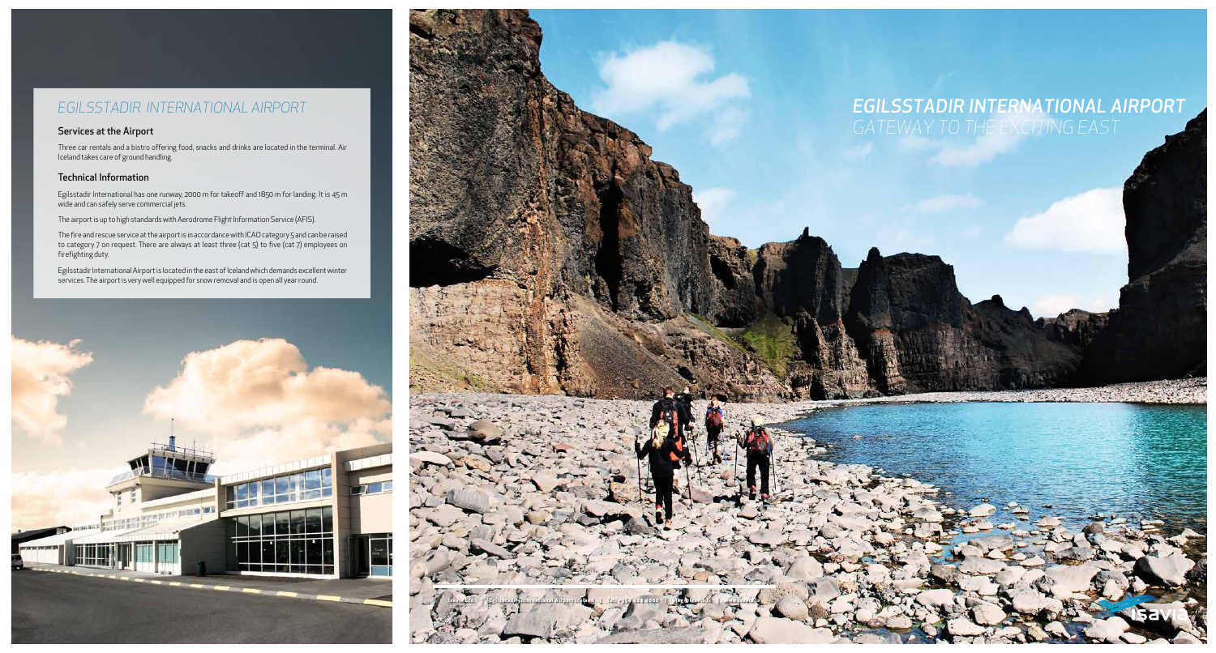# EGILSSTADIR INTERNATIONAL AIRPORT

## Services at the Airport

Three car rentals and a bistro offering food, snacks and drinks are located in the terminal. Air Iceland takes care of ground handling.

## Technical Information

Egilsstadir International has one runway, 2000 m for takeoff and 1850 m for landing. It is 45 m wide and can safely serve commercial jets.

The airport is up to high standards with Aerodrome Flight Information Service (AFIS).

The fire and rescue service at the airport is in accordance with ICAO category 5 and can be raised to category 7 on request. There are always at least three (cat 5) to five (cat 7) employees on firefighting duty.

Egilsstadir International Airport is located in the east of Iceland which demands excellent winter services. The airport is very well equipped for snow removal and is open all year round.

# EGILSSTADIR INTERNATIONAL AIRPORT

*GATEWAY TO THE EXCITING EAST*

Isavia Ltd. | Egilsstadir International Airport Iceland | Tel: +354 424 4000 | isavia@isavia.is | www.isavia.is

Isavia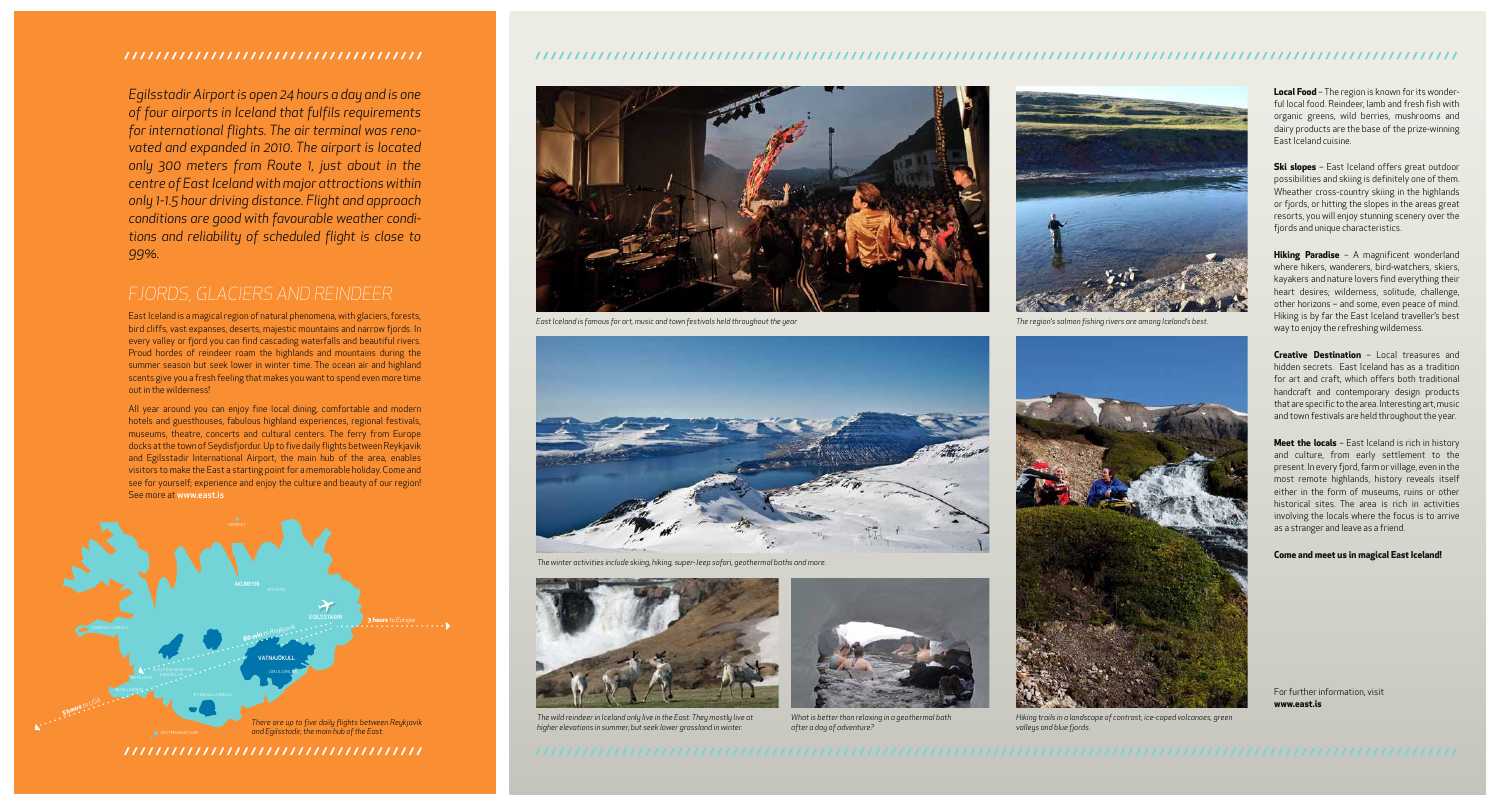*Egilsstadir Airport is open 24 hours a day and is one of four airports in Iceland that fulfils requirements for international flights. The air terminal was renovated and expanded in 2010. The airport is located only 300 meters from Route 1, just about in the centre of East Iceland with major attractions within only 1-1.5 hour driving distance. Flight and approach conditions are good with favourable weather conditions and reliability of scheduled flight is close to 99%.*

## FJORDS, GLACIERS AND REINDEER

East Iceland is a magical region of natural phenomena, with glaciers, forests, bird cliffs, vast expanses, deserts, majestic mountains and narrow fjords. In every valley or fjord you can find cascading waterfalls and beautiful rivers. Proud hordes of reindeer roam the highlands and mountains during the summer season but seek lower in winter time. The ocean air and highland scents give you a fresh feeling that makes you want to spend even more time out in the wilderness!

All year around you can enjoy fine local dining, comfortable and modern hotels and guesthouses, fabulous highland experiences, regional festivals, museums, theatre, concerts and cultural centers. The ferry from Europe docks at the town of Seydisfjordur. Up to five daily flights between Reykjavik and Egilsstadir International Airport, the main hub of the area, enables visitors to make the East a starting point for a memorable holiday. Come and see for yourself; experience and enjoy the culture and beauty of our region! See more at **www.east.is**

AKUREYRI

EGILSSTADIR

**3 hours** to Europe

**60 min** to Reykjavik

VATNAJÖKULL

**5 hours** to USA

*There are up to five daily flights between Reykjavik and Egilsstadir, the main hub of the East.*

*East Iceland is famous for art, music and town festivals held throughout the year*

*The region's salmon fishing rivers are among Iceland's best.*

*The winter activities include skiing, hiking, super-Jeep safari, geothermal baths and more.*

*The wild reindeer in Iceland only live in the East. They mostly live at higher elevations in summer, but seek lower grassland in winter.*

*What is better than relaxing in a geothermal bath after a day of adventure?*

*Hiking trails in a landscape of contrast, ice-coped volcanoes, green valleys and blue fjords.*

**Local Food** – The region is known for its wonderful local food. Reindeer, lamb and fresh fish with organic greens, wild berries, mushrooms and dairy products are the base of the prize-winning East Iceland cuisine.

**Ski slopes** – East Iceland offers great outdoor possibilities and skiing is definitely one of them. Wheather cross-country skiing in the highlands or fjords, or hitting the slopes in the areas great resorts, you will enjoy stunning scenery over the fjords and unique characteristics.

**Hiking Paradise** – A magnificent wonderland where hikers, wanderers, bird-watchers, skiers, kayakers and nature lovers find everything their heart desires; wilderness, solitude, challenge, other horizons – and some, even peace of mind. Hiking is by far the East Iceland traveller's best way to enjoy the refreshing wilderness.

**Creative Destination** – Local treasures and hidden secrets. East Iceland has as a tradition for art and craft, which offers both traditional handcraft and contemporary design products that are specific to the area. Interesting art, music and town festivals are held throughout the year.

**Meet the locals** – East Iceland is rich in history and culture, from early settlement to the present. In every fjord, farm or village, even in the most remote highlands, history reveals itself either in the form of museums, ruins or other historical sites. The area is rich in activities involving the locals where the focus is to arrive as a stranger and leave as a friend.

**Come and meet us in magical East Iceland!**

For further information, visit
**www.east.is**